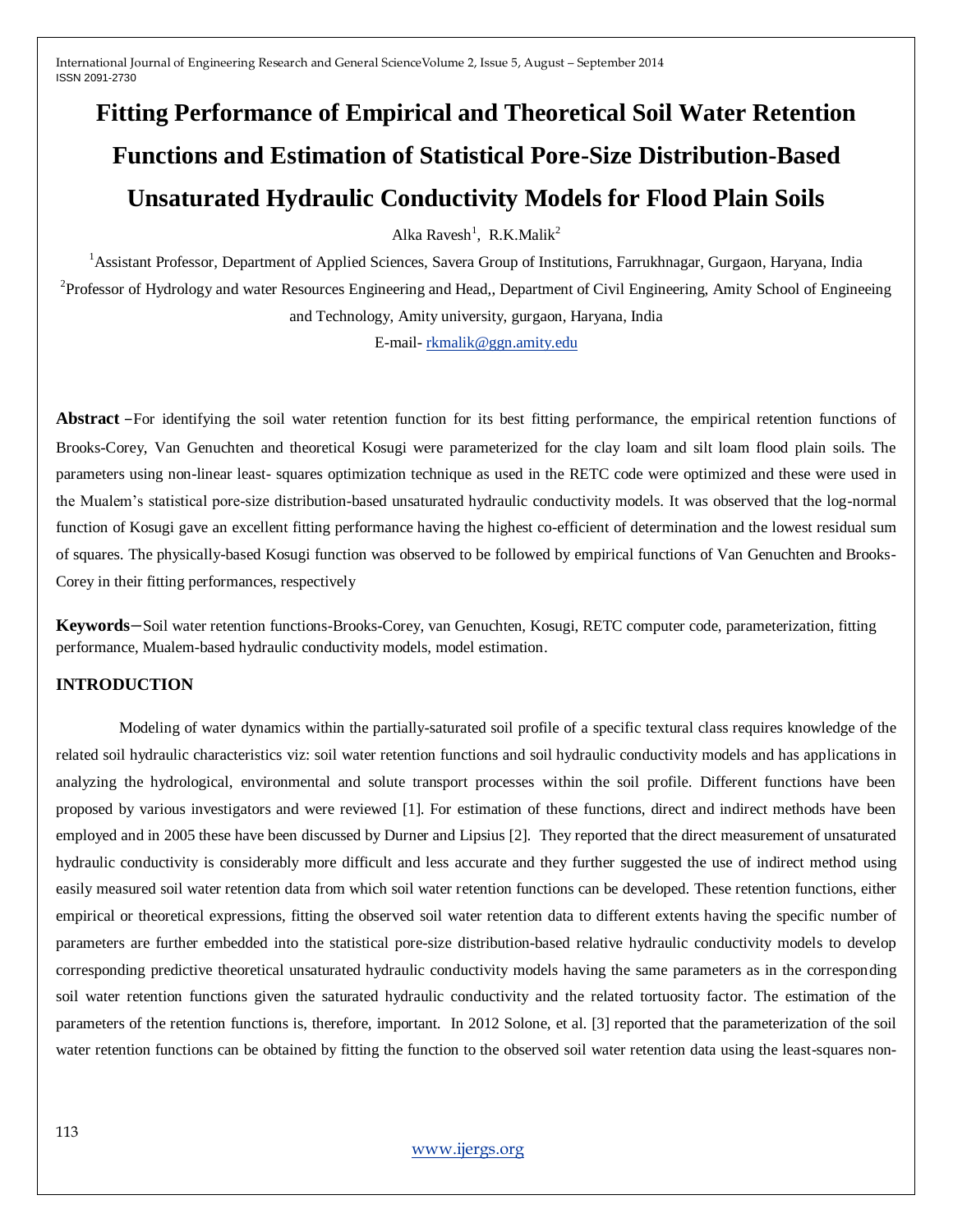# Fitting Performance of Empirical and Theoretical Soil Water Retention Functions and Estimation of Statistical Pore-Size Distribution-Based Unsaturated Hydraulic Conductivity Models for Flood Plain Soils

Alka Ravesh[1], R.K.Malik[2]

[1]Assistant Professor, Department of Applied Sciences, Savera Group of Institutions, Farrukhnagar, Gurgaon, Haryana, India

[2]Professor of Hydrology and water Resources Engineering and Head,, Department of Civil Engineering, Amity School of Engineeing and Technology, Amity university, gurgaon, Haryana, India

E-mail- rkmalik@ggn.amity.edu

**Abstract** –For identifying the soil water retention function for its best fitting performance, the empirical retention functions of Brooks-Corey, Van Genuchten and theoretical Kosugi were parameterized for the clay loam and silt loam flood plain soils. The parameters using non-linear least- squares optimization technique as used in the RETC code were optimized and these were used in the Mualem's statistical pore-size distribution-based unsaturated hydraulic conductivity models. It was observed that the log-normal function of Kosugi gave an excellent fitting performance having the highest co-efficient of determination and the lowest residual sum of squares. The physically-based Kosugi function was observed to be followed by empirical functions of Van Genuchten and Brooks-Corey in their fitting performances, respectively

**Keywords**—Soil water retention functions-Brooks-Corey, van Genuchten, Kosugi, RETC computer code, parameterization, fitting performance, Mualem-based hydraulic conductivity models, model estimation.

## INTRODUCTION

Modeling of water dynamics within the partially-saturated soil profile of a specific textural class requires knowledge of the related soil hydraulic characteristics viz: soil water retention functions and soil hydraulic conductivity models and has applications in analyzing the hydrological, environmental and solute transport processes within the soil profile. Different functions have been proposed by various investigators and were reviewed [1]. For estimation of these functions, direct and indirect methods have been employed and in 2005 these have been discussed by Durner and Lipsius [2]. They reported that the direct measurement of unsaturated hydraulic conductivity is considerably more difficult and less accurate and they further suggested the use of indirect method using easily measured soil water retention data from which soil water retention functions can be developed. These retention functions, either empirical or theoretical expressions, fitting the observed soil water retention data to different extents having the specific number of parameters are further embedded into the statistical pore-size distribution-based relative hydraulic conductivity models to develop corresponding predictive theoretical unsaturated hydraulic conductivity models having the same parameters as in the corresponding soil water retention functions given the saturated hydraulic conductivity and the related tortuosity factor. The estimation of the parameters of the retention functions is, therefore, important. In 2012 Solone, et al. [3] reported that the parameterization of the soil water retention functions can be obtained by fitting the function to the observed soil water retention data using the least-squares non-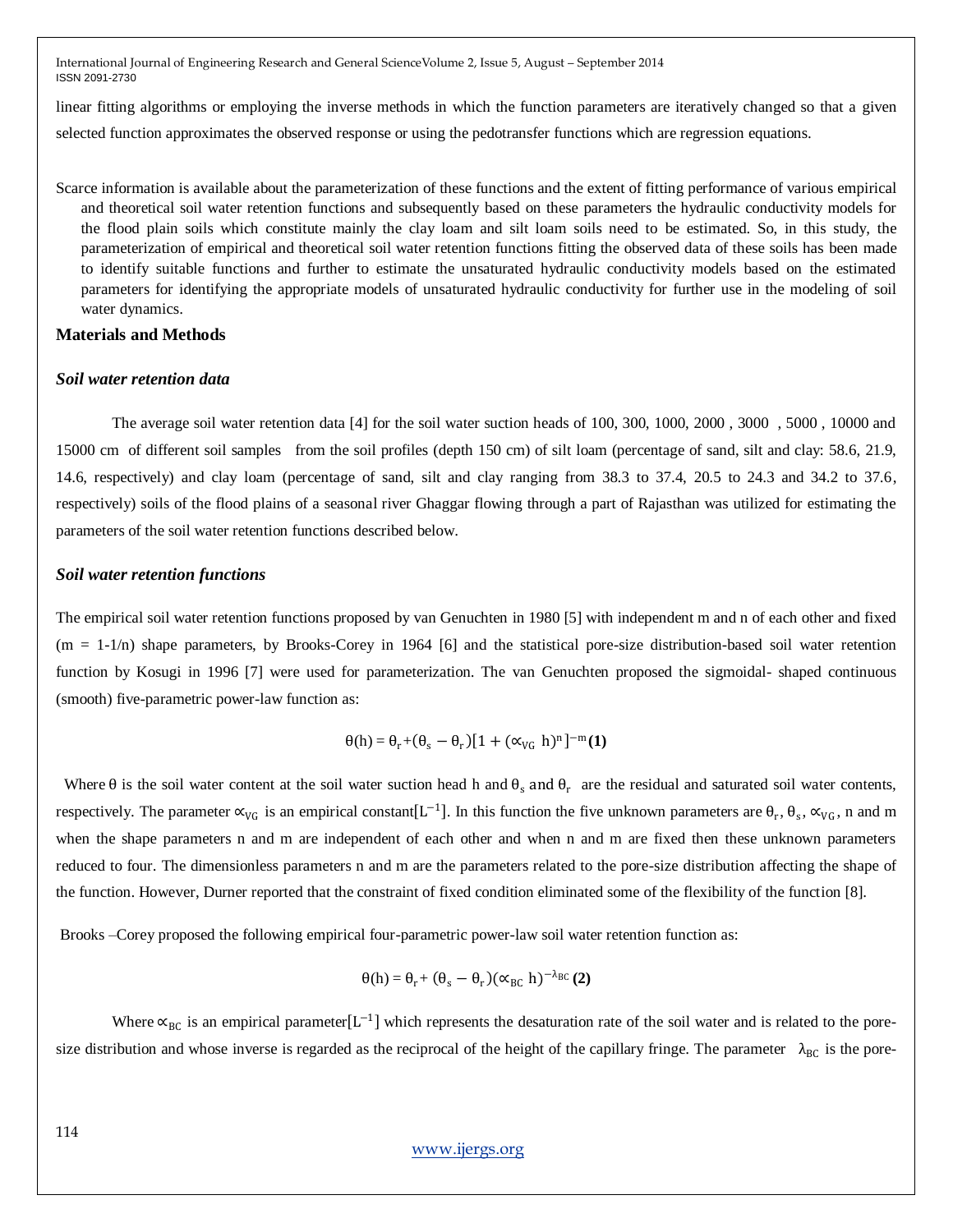linear fitting algorithms or employing the inverse methods in which the function parameters are iteratively changed so that a given selected function approximates the observed response or using the pedotransfer functions which are regression equations.

Scarce information is available about the parameterization of these functions and the extent of fitting performance of various empirical and theoretical soil water retention functions and subsequently based on these parameters the hydraulic conductivity models for the flood plain soils which constitute mainly the clay loam and silt loam soils need to be estimated. So, in this study, the parameterization of empirical and theoretical soil water retention functions fitting the observed data of these soils has been made to identify suitable functions and further to estimate the unsaturated hydraulic conductivity models based on the estimated parameters for identifying the appropriate models of unsaturated hydraulic conductivity for further use in the modeling of soil water dynamics.

## Materials and Methods

### *Soil water retention data*

The average soil water retention data [4] for the soil water suction heads of 100, 300, 1000, 2000 , 3000 , 5000 , 10000 and 15000 cm of different soil samples from the soil profiles (depth 150 cm) of silt loam (percentage of sand, silt and clay: 58.6, 21.9, 14.6, respectively) and clay loam (percentage of sand, silt and clay ranging from 38.3 to 37.4, 20.5 to 24.3 and 34.2 to 37.6, respectively) soils of the flood plains of a seasonal river Ghaggar flowing through a part of Rajasthan was utilized for estimating the parameters of the soil water retention functions described below.

### *Soil water retention functions*

The empirical soil water retention functions proposed by van Genuchten in 1980 [5] with independent m and n of each other and fixed (m = 1-1/n) shape parameters, by Brooks-Corey in 1964 [6] and the statistical pore-size distribution-based soil water retention function by Kosugi in 1996 [7] were used for parameterization. The van Genuchten proposed the sigmoidal- shaped continuous (smooth) five-parametric power-law function as:

$$\theta(h) = \theta_r + (\theta_s - \theta_r)[1 + (\alpha_{VG}\ h)^n]^{-m} \quad \textbf{(1)}$$

Where $\theta$ is the soil water content at the soil water suction head h and $\theta_s$ and $\theta_r$ are the residual and saturated soil water contents, respectively. The parameter $\alpha_{VG}$ is an empirical constant$[L^{-1}]$. In this function the five unknown parameters are $\theta_r$, $\theta_s$, $\alpha_{VG}$, n and m when the shape parameters n and m are independent of each other and when n and m are fixed then these unknown parameters reduced to four. The dimensionless parameters n and m are the parameters related to the pore-size distribution affecting the shape of the function. However, Durner reported that the constraint of fixed condition eliminated some of the flexibility of the function [8].

Brooks –Corey proposed the following empirical four-parametric power-law soil water retention function as:

$$\theta(h) = \theta_r + (\theta_s - \theta_r)(\alpha_{BC}\ h)^{-\lambda_{BC}} \quad \textbf{(2)}$$

Where $\alpha_{BC}$ is an empirical parameter$[L^{-1}]$ which represents the desaturation rate of the soil water and is related to the pore-size distribution and whose inverse is regarded as the reciprocal of the height of the capillary fringe. The parameter $\lambda_{BC}$ is the pore-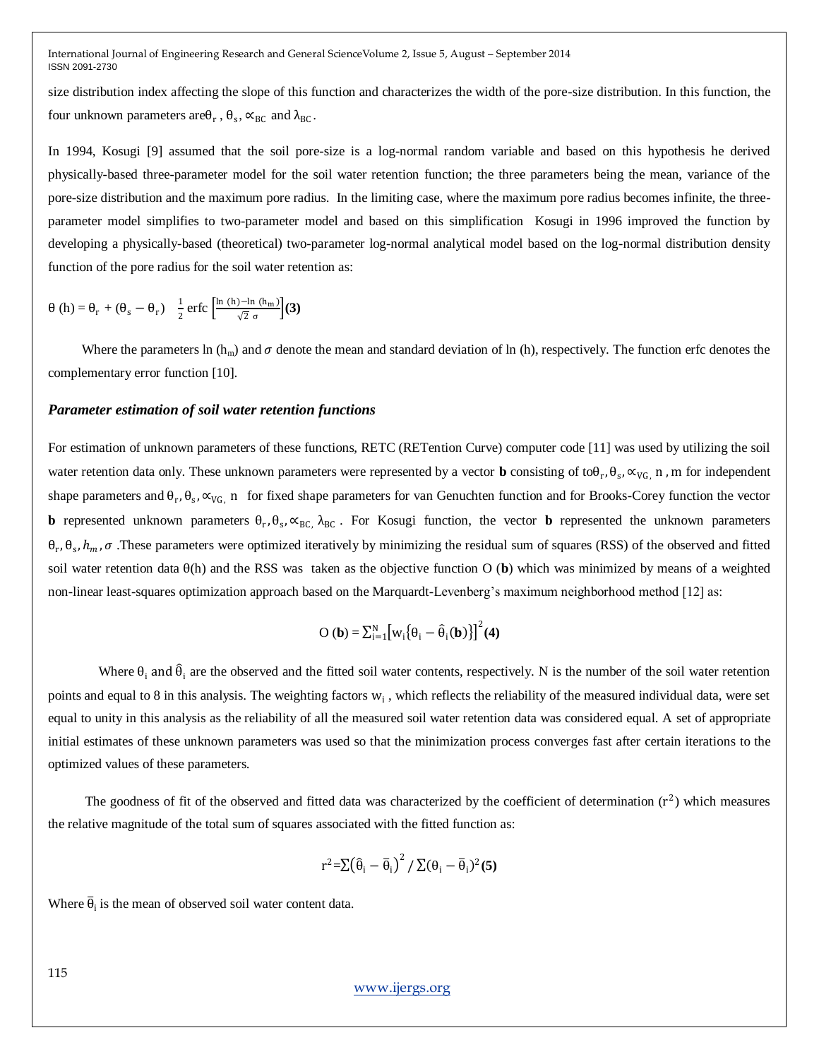size distribution index affecting the slope of this function and characterizes the width of the pore-size distribution. In this function, the four unknown parameters are $\theta_r$ , $\theta_s$, $\propto_{BC}$ and $\lambda_{BC}$.

In 1994, Kosugi [9] assumed that the soil pore-size is a log-normal random variable and based on this hypothesis he derived physically-based three-parameter model for the soil water retention function; the three parameters being the mean, variance of the pore-size distribution and the maximum pore radius. In the limiting case, where the maximum pore radius becomes infinite, the three-parameter model simplifies to two-parameter model and based on this simplification Kosugi in 1996 improved the function by developing a physically-based (theoretical) two-parameter log-normal analytical model based on the log-normal distribution density function of the pore radius for the soil water retention as:

$$\theta\,(h) = \theta_r + (\theta_s - \theta_r)\ \ \frac{1}{2}\,\mathrm{erfc}\left[\frac{\ln\,(h) - \ln\,(h_m)}{\sqrt{2}\ \sigma}\right] \quad \textbf{(3)}$$

Where the parameters ln ($h_m$) and $\sigma$ denote the mean and standard deviation of ln (h), respectively. The function erfc denotes the complementary error function [10].

### *Parameter estimation of soil water retention functions*

For estimation of unknown parameters of these functions, RETC (RETention Curve) computer code [11] was used by utilizing the soil water retention data only. These unknown parameters were represented by a vector **b** consisting of to$\theta_r, \theta_s, \propto_{VG,}$ n , m for independent shape parameters and $\theta_r, \theta_s, \propto_{VG,}$ n for fixed shape parameters for van Genuchten function and for Brooks-Corey function the vector **b** represented unknown parameters $\theta_r, \theta_s, \propto_{BC,}\ \lambda_{BC}$ . For Kosugi function, the vector **b** represented the unknown parameters $\theta_r, \theta_s, h_m, \sigma$ .These parameters were optimized iteratively by minimizing the residual sum of squares (RSS) of the observed and fitted soil water retention data θ(h) and the RSS was taken as the objective function O (**b**) which was minimized by means of a weighted non-linear least-squares optimization approach based on the Marquardt-Levenberg's maximum neighborhood method [12] as:

$$\mathrm{O}\,(\mathbf{b}) = \sum_{i=1}^{N}\left[w_i\left\{\theta_i - \hat{\theta}_i(\mathbf{b})\right\}\right]^2 \quad \textbf{(4)}$$

Where $\theta_i$ and $\hat{\theta}_i$ are the observed and the fitted soil water contents, respectively. N is the number of the soil water retention points and equal to 8 in this analysis. The weighting factors $w_i$ , which reflects the reliability of the measured individual data, were set equal to unity in this analysis as the reliability of all the measured soil water retention data was considered equal. A set of appropriate initial estimates of these unknown parameters was used so that the minimization process converges fast after certain iterations to the optimized values of these parameters.

The goodness of fit of the observed and fitted data was characterized by the coefficient of determination ($r^2$) which measures the relative magnitude of the total sum of squares associated with the fitted function as:

$$r^2 = \sum\left(\hat{\theta}_i - \bar{\theta}_i\right)^2 / \sum(\theta_i - \bar{\theta}_i)^2 \quad \textbf{(5)}$$

Where $\bar{\theta}_i$ is the mean of observed soil water content data.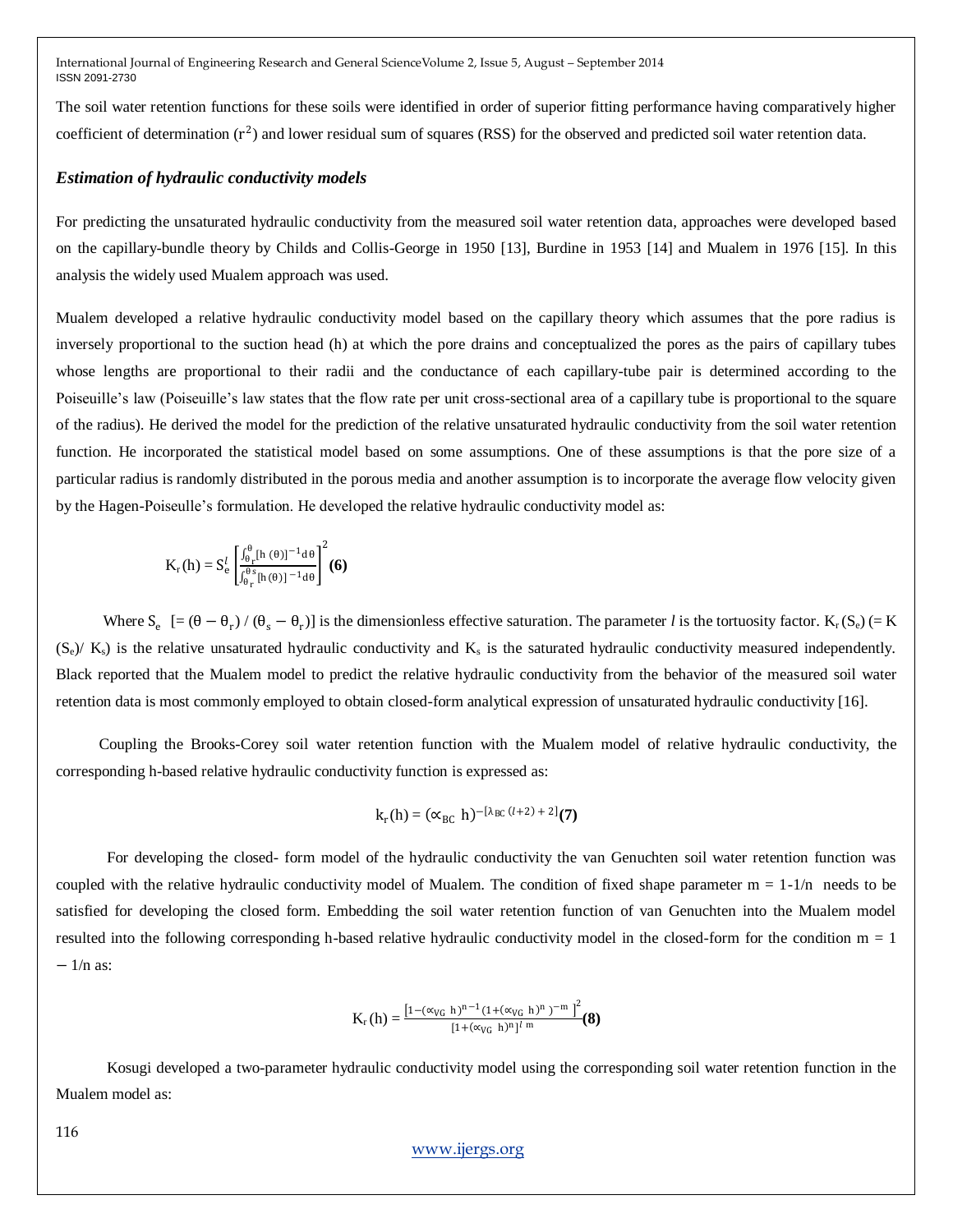The soil water retention functions for these soils were identified in order of superior fitting performance having comparatively higher coefficient of determination ($r^2$) and lower residual sum of squares (RSS) for the observed and predicted soil water retention data.

### *Estimation of hydraulic conductivity models*

For predicting the unsaturated hydraulic conductivity from the measured soil water retention data, approaches were developed based on the capillary-bundle theory by Childs and Collis-George in 1950 [13], Burdine in 1953 [14] and Mualem in 1976 [15]. In this analysis the widely used Mualem approach was used.

Mualem developed a relative hydraulic conductivity model based on the capillary theory which assumes that the pore radius is inversely proportional to the suction head (h) at which the pore drains and conceptualized the pores as the pairs of capillary tubes whose lengths are proportional to their radii and the conductance of each capillary-tube pair is determined according to the Poiseuille's law (Poiseuille's law states that the flow rate per unit cross-sectional area of a capillary tube is proportional to the square of the radius). He derived the model for the prediction of the relative unsaturated hydraulic conductivity from the soil water retention function. He incorporated the statistical model based on some assumptions. One of these assumptions is that the pore size of a particular radius is randomly distributed in the porous media and another assumption is to incorporate the average flow velocity given by the Hagen-Poiseulle's formulation. He developed the relative hydraulic conductivity model as:

$$K_r(h) = S_e^{l}\left[\frac{\int_{\theta_r}^{\theta}[h(\theta)]^{-1}d\theta}{\int_{\theta_r}^{\theta_s}[h(\theta)]^{-1}d\theta}\right]^2 \quad \textbf{(6)}$$

Where $S_e$ [$= (\theta - \theta_r) / (\theta_s - \theta_r)$] is the dimensionless effective saturation. The parameter *l* is the tortuosity factor. $K_r(S_e)$ ($= K(S_e)/K_s$) is the relative unsaturated hydraulic conductivity and $K_s$ is the saturated hydraulic conductivity measured independently. Black reported that the Mualem model to predict the relative hydraulic conductivity from the behavior of the measured soil water retention data is most commonly employed to obtain closed-form analytical expression of unsaturated hydraulic conductivity [16].

Coupling the Brooks-Corey soil water retention function with the Mualem model of relative hydraulic conductivity, the corresponding h-based relative hydraulic conductivity function is expressed as:

$$k_r(h) = (\alpha_{BC}\ h)^{-[\lambda_{BC}(l+2)+2]} \quad \textbf{(7)}$$

For developing the closed- form model of the hydraulic conductivity the van Genuchten soil water retention function was coupled with the relative hydraulic conductivity model of Mualem. The condition of fixed shape parameter $m = 1-1/n$ needs to be satisfied for developing the closed form. Embedding the soil water retention function of van Genuchten into the Mualem model resulted into the following corresponding h-based relative hydraulic conductivity model in the closed-form for the condition $m = 1 - 1/n$ as:

$$K_r(h) = \frac{\left[1-(\alpha_{VG}\ h)^{n-1}(1+(\alpha_{VG}\ h)^n)^{-m}\right]^2}{[1+(\alpha_{VG}\ h)^n]^{l\ m}} \quad \textbf{(8)}$$

Kosugi developed a two-parameter hydraulic conductivity model using the corresponding soil water retention function in the Mualem model as: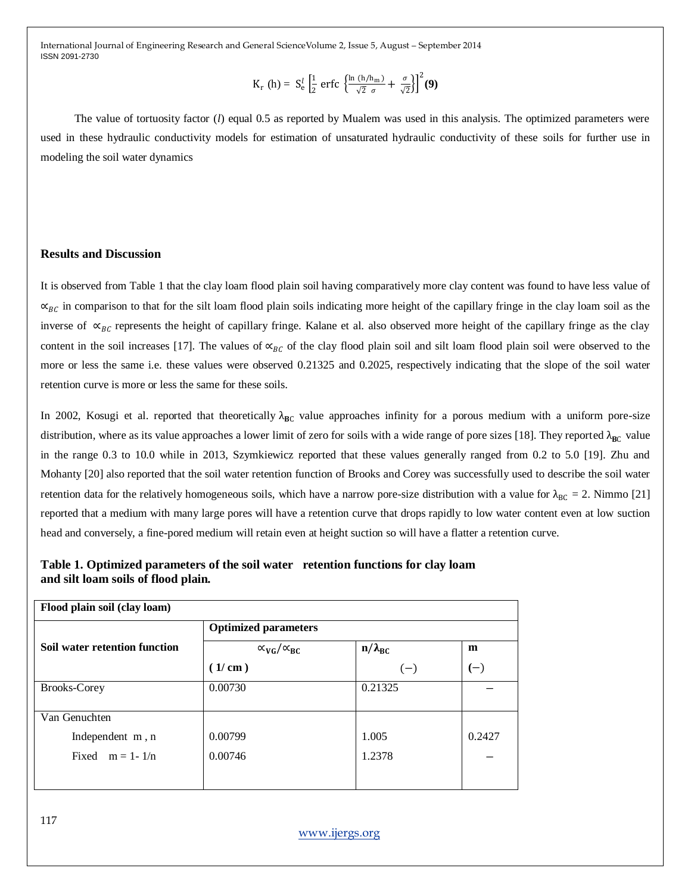$$K_r\ (h) = S_e^l \left[\frac{1}{2}\ \text{erfc}\ \left\{\frac{\ln\ (h/h_m)}{\sqrt{2}\ \ \sigma} + \frac{\sigma}{\sqrt{2}}\right\}\right]^2 \quad \textbf{(9)}$$

The value of tortuosity factor (*l*) equal 0.5 as reported by Mualem was used in this analysis. The optimized parameters were used in these hydraulic conductivity models for estimation of unsaturated hydraulic conductivity of these soils for further use in modeling the soil water dynamics

## Results and Discussion

It is observed from Table 1 that the clay loam flood plain soil having comparatively more clay content was found to have less value of $\propto_{BC}$ in comparison to that for the silt loam flood plain soils indicating more height of the capillary fringe in the clay loam soil as the inverse of $\propto_{BC}$ represents the height of capillary fringe. Kalane et al. also observed more height of the capillary fringe as the clay content in the soil increases [17]. The values of $\propto_{BC}$ of the clay flood plain soil and silt loam flood plain soil were observed to the more or less the same i.e. these values were observed 0.21325 and 0.2025, respectively indicating that the slope of the soil water retention curve is more or less the same for these soils.

In 2002, Kosugi et al. reported that theoretically $\lambda_{BC}$ value approaches infinity for a porous medium with a uniform pore-size distribution, where as its value approaches a lower limit of zero for soils with a wide range of pore sizes [18]. They reported $\lambda_{BC}$ value in the range 0.3 to 10.0 while in 2013, Szymkiewicz reported that these values generally ranged from 0.2 to 5.0 [19]. Zhu and Mohanty [20] also reported that the soil water retention function of Brooks and Corey was successfully used to describe the soil water retention data for the relatively homogeneous soils, which have a narrow pore-size distribution with a value for $\lambda_{BC}$ = 2. Nimmo [21] reported that a medium with many large pores will have a retention curve that drops rapidly to low water content even at low suction head and conversely, a fine-pored medium will retain even at height suction so will have a flatter a retention curve.

**Table 1. Optimized parameters of the soil water retention functions for clay loam and silt loam soils of flood plain.**

| **Flood plain soil (clay loam)** | | | |
|---|---|---|---|
| **Soil water retention function** | **Optimized parameters** | | |
| | $\propto_{VG}/\propto_{BC}$ **(1/ cm)** | $n/\lambda_{BC}$ (−) | **m** (−) |
| Brooks-Corey | 0.00730 | 0.21325 | − |
| Van Genuchten | | | |
| Independent m , n | 0.00799 | 1.005 | 0.2427 |
| Fixed m = 1- 1/n | 0.00746 | 1.2378 | − |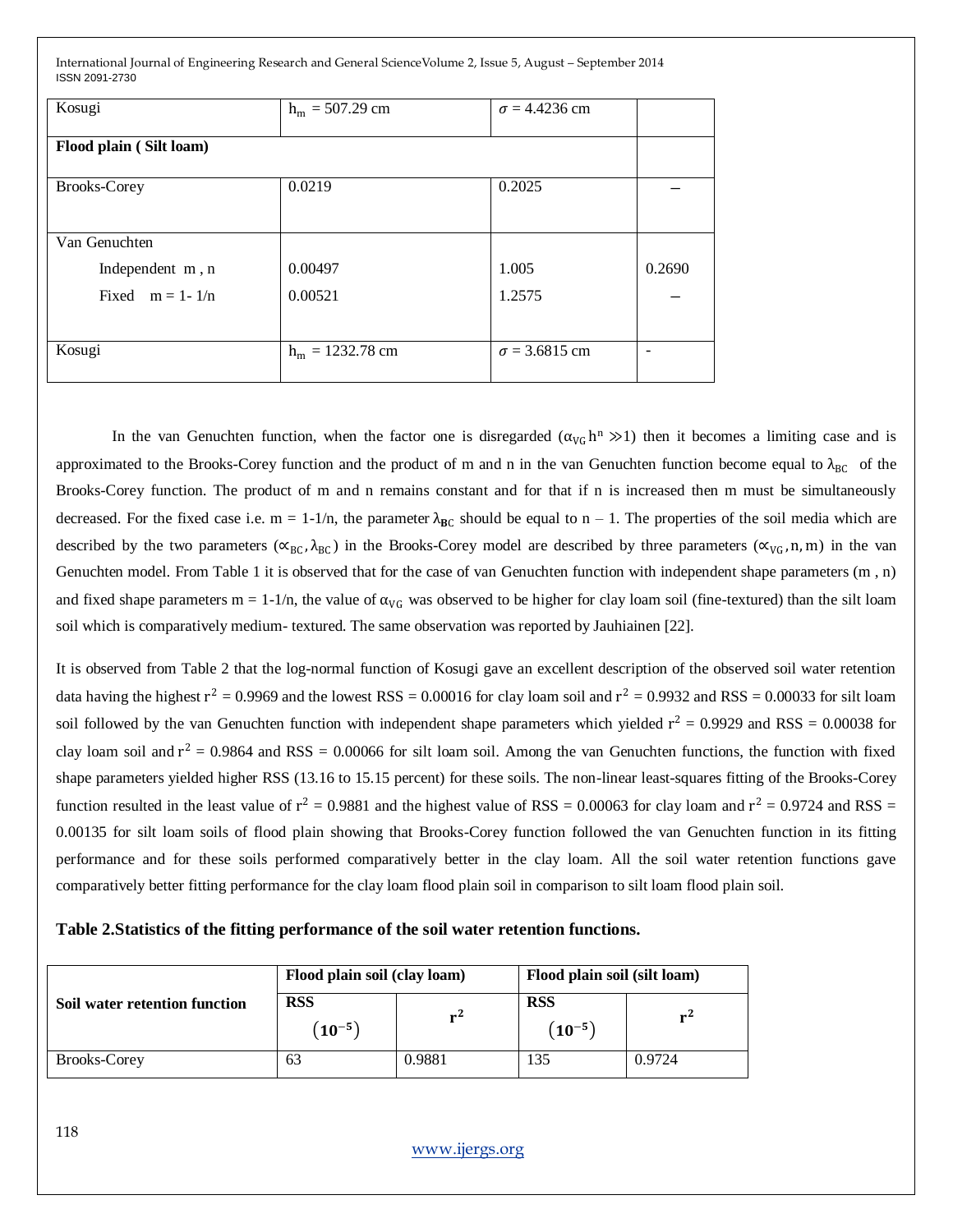| Kosugi | $h_m$ = 507.29 cm | $\sigma$ = 4.4236 cm | |
|---|---|---|---|
| **Flood plain ( Silt loam)** | | | |
| Brooks-Corey | 0.0219 | 0.2025 | – |
| Van Genuchten | | | |
| Independent m , n | 0.00497 | 1.005 | 0.2690 |
| Fixed m = 1- 1/n | 0.00521 | 1.2575 | – |
| Kosugi | $h_m$ = 1232.78 cm | $\sigma$ = 3.6815 cm | - |

In the van Genuchten function, when the factor one is disregarded ($\alpha_{VG} h^n \gg 1$) then it becomes a limiting case and is approximated to the Brooks-Corey function and the product of m and n in the van Genuchten function become equal to $\lambda_{BC}$ of the Brooks-Corey function. The product of m and n remains constant and for that if n is increased then m must be simultaneously decreased. For the fixed case i.e. m = 1-1/n, the parameter $\lambda_{BC}$ should be equal to n – 1. The properties of the soil media which are described by the two parameters ($\alpha_{BC}, \lambda_{BC}$) in the Brooks-Corey model are described by three parameters ($\alpha_{VG}, n, m$) in the van Genuchten model. From Table 1 it is observed that for the case of van Genuchten function with independent shape parameters (m , n) and fixed shape parameters m = 1-1/n, the value of $\alpha_{VG}$ was observed to be higher for clay loam soil (fine-textured) than the silt loam soil which is comparatively medium- textured. The same observation was reported by Jauhiainen [22].

It is observed from Table 2 that the log-normal function of Kosugi gave an excellent description of the observed soil water retention data having the highest $r^2$ = 0.9969 and the lowest RSS = 0.00016 for clay loam soil and $r^2$ = 0.9932 and RSS = 0.00033 for silt loam soil followed by the van Genuchten function with independent shape parameters which yielded $r^2$ = 0.9929 and RSS = 0.00038 for clay loam soil and $r^2$ = 0.9864 and RSS = 0.00066 for silt loam soil. Among the van Genuchten functions, the function with fixed shape parameters yielded higher RSS (13.16 to 15.15 percent) for these soils. The non-linear least-squares fitting of the Brooks-Corey function resulted in the least value of $r^2$ = 0.9881 and the highest value of RSS = 0.00063 for clay loam and $r^2$ = 0.9724 and RSS = 0.00135 for silt loam soils of flood plain showing that Brooks-Corey function followed the van Genuchten function in its fitting performance and for these soils performed comparatively better in the clay loam. All the soil water retention functions gave comparatively better fitting performance for the clay loam flood plain soil in comparison to silt loam flood plain soil.

**Table 2.Statistics of the fitting performance of the soil water retention functions.**

| Soil water retention function | Flood plain soil (clay loam) | | Flood plain soil (silt loam) | |
|---|---|---|---|---|
| | RSS $(10^{-5})$ | $r^2$ | RSS $(10^{-5})$ | $r^2$ |
| Brooks-Corey | 63 | 0.9881 | 135 | 0.9724 |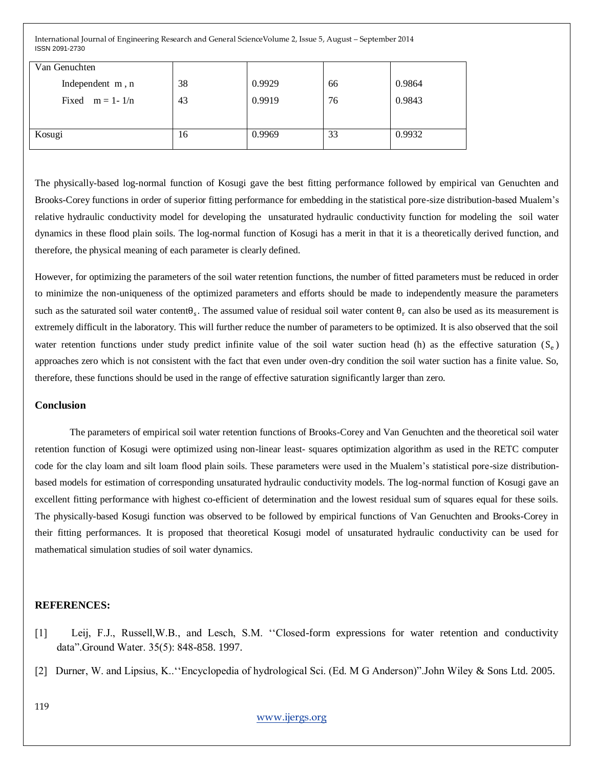| | | | | |
|---|---|---|---|---|
| Van Genuchten | | | | |
| Independent m , n | 38 | 0.9929 | 66 | 0.9864 |
| Fixed $m = 1- 1/n$ | 43 | 0.9919 | 76 | 0.9843 |
| Kosugi | 16 | 0.9969 | 33 | 0.9932 |

The physically-based log-normal function of Kosugi gave the best fitting performance followed by empirical van Genuchten and Brooks-Corey functions in order of superior fitting performance for embedding in the statistical pore-size distribution-based Mualem's relative hydraulic conductivity model for developing the unsaturated hydraulic conductivity function for modeling the soil water dynamics in these flood plain soils. The log-normal function of Kosugi has a merit in that it is a theoretically derived function, and therefore, the physical meaning of each parameter is clearly defined.

However, for optimizing the parameters of the soil water retention functions, the number of fitted parameters must be reduced in order to minimize the non-uniqueness of the optimized parameters and efforts should be made to independently measure the parameters such as the saturated soil water content$\theta_s$. The assumed value of residual soil water content $\theta_r$ can also be used as its measurement is extremely difficult in the laboratory. This will further reduce the number of parameters to be optimized. It is also observed that the soil water retention functions under study predict infinite value of the soil water suction head (h) as the effective saturation ($S_e$) approaches zero which is not consistent with the fact that even under oven-dry condition the soil water suction has a finite value. So, therefore, these functions should be used in the range of effective saturation significantly larger than zero.

### Conclusion

The parameters of empirical soil water retention functions of Brooks-Corey and Van Genuchten and the theoretical soil water retention function of Kosugi were optimized using non-linear least- squares optimization algorithm as used in the RETC computer code for the clay loam and silt loam flood plain soils. These parameters were used in the Mualem's statistical pore-size distribution-based models for estimation of corresponding unsaturated hydraulic conductivity models. The log-normal function of Kosugi gave an excellent fitting performance with highest co-efficient of determination and the lowest residual sum of squares equal for these soils. The physically-based Kosugi function was observed to be followed by empirical functions of Van Genuchten and Brooks-Corey in their fitting performances. It is proposed that theoretical Kosugi model of unsaturated hydraulic conductivity can be used for mathematical simulation studies of soil water dynamics.

### REFERENCES:

[1] Leij, F.J., Russell,W.B., and Lesch, S.M. ''Closed-form expressions for water retention and conductivity data".Ground Water. 35(5): 848-858. 1997.

[2] Durner, W. and Lipsius, K..''Encyclopedia of hydrological Sci. (Ed. M G Anderson)".John Wiley & Sons Ltd. 2005.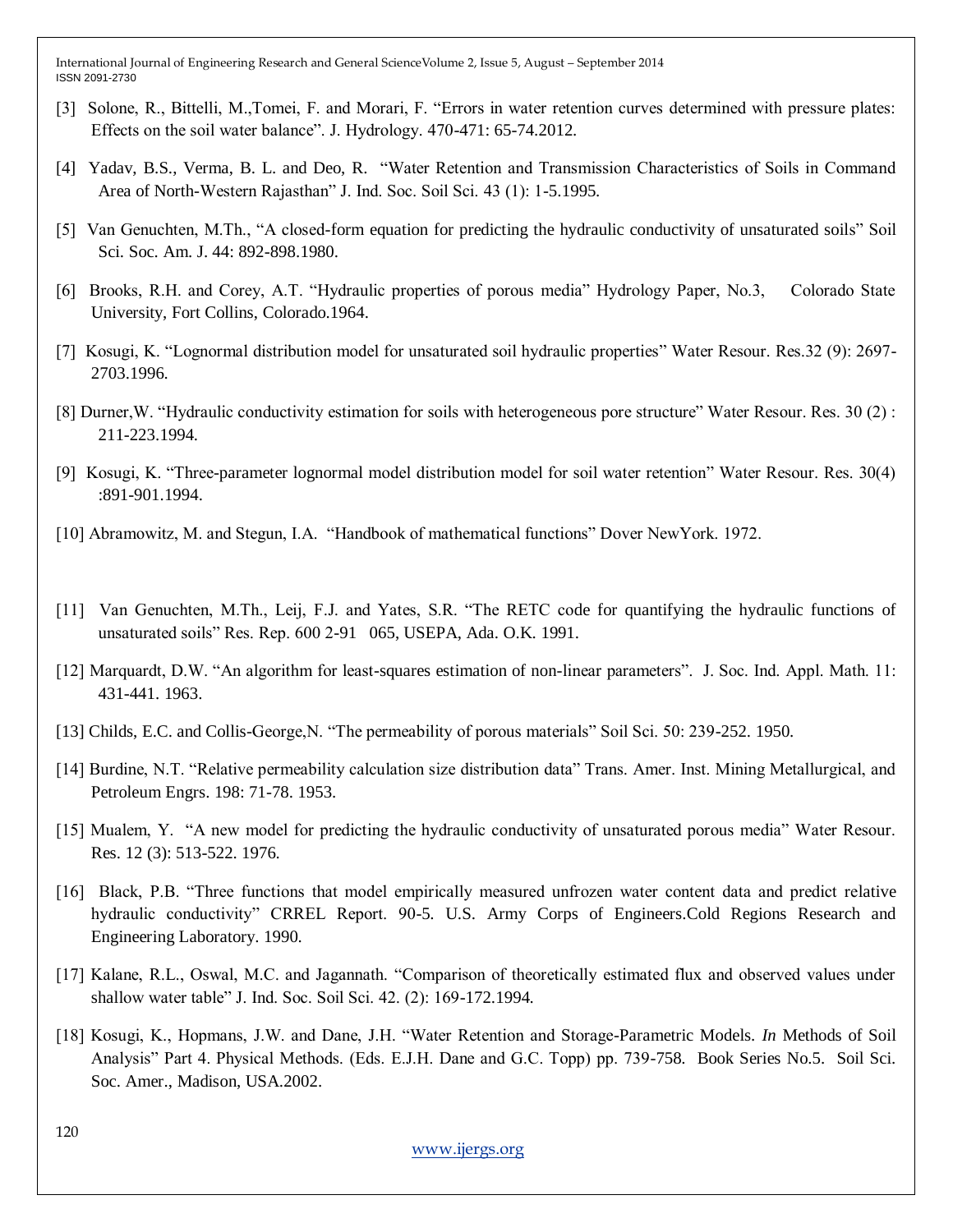[3] Solone, R., Bittelli, M.,Tomei, F. and Morari, F. "Errors in water retention curves determined with pressure plates: Effects on the soil water balance". J. Hydrology. 470-471: 65-74.2012.

[4] Yadav, B.S., Verma, B. L. and Deo, R. "Water Retention and Transmission Characteristics of Soils in Command Area of North-Western Rajasthan" J. Ind. Soc. Soil Sci. 43 (1): 1-5.1995.

[5] Van Genuchten, M.Th., "A closed-form equation for predicting the hydraulic conductivity of unsaturated soils" Soil Sci. Soc. Am. J. 44: 892-898.1980.

[6] Brooks, R.H. and Corey, A.T. "Hydraulic properties of porous media" Hydrology Paper, No.3, Colorado State University, Fort Collins, Colorado.1964.

[7] Kosugi, K. "Lognormal distribution model for unsaturated soil hydraulic properties" Water Resour. Res.32 (9): 2697-2703.1996.

[8] Durner,W. "Hydraulic conductivity estimation for soils with heterogeneous pore structure" Water Resour. Res. 30 (2) : 211-223.1994.

[9] Kosugi, K. "Three-parameter lognormal model distribution model for soil water retention" Water Resour. Res. 30(4) :891-901.1994.

[10] Abramowitz, M. and Stegun, I.A. "Handbook of mathematical functions" Dover NewYork. 1972.

[11] Van Genuchten, M.Th., Leij, F.J. and Yates, S.R. "The RETC code for quantifying the hydraulic functions of unsaturated soils" Res. Rep. 600 2-91 065, USEPA, Ada. O.K. 1991.

[12] Marquardt, D.W. "An algorithm for least-squares estimation of non-linear parameters". J. Soc. Ind. Appl. Math. 11: 431-441. 1963.

[13] Childs, E.C. and Collis-George,N. "The permeability of porous materials" Soil Sci. 50: 239-252. 1950.

[14] Burdine, N.T. "Relative permeability calculation size distribution data" Trans. Amer. Inst. Mining Metallurgical, and Petroleum Engrs. 198: 71-78. 1953.

[15] Mualem, Y. "A new model for predicting the hydraulic conductivity of unsaturated porous media" Water Resour. Res. 12 (3): 513-522. 1976.

[16] Black, P.B. "Three functions that model empirically measured unfrozen water content data and predict relative hydraulic conductivity" CRREL Report. 90-5. U.S. Army Corps of Engineers.Cold Regions Research and Engineering Laboratory. 1990.

[17] Kalane, R.L., Oswal, M.C. and Jagannath. "Comparison of theoretically estimated flux and observed values under shallow water table" J. Ind. Soc. Soil Sci. 42. (2): 169-172.1994.

[18] Kosugi, K., Hopmans, J.W. and Dane, J.H. "Water Retention and Storage-Parametric Models. *In* Methods of Soil Analysis" Part 4. Physical Methods. (Eds. E.J.H. Dane and G.C. Topp) pp. 739-758. Book Series No.5. Soil Sci. Soc. Amer., Madison, USA.2002.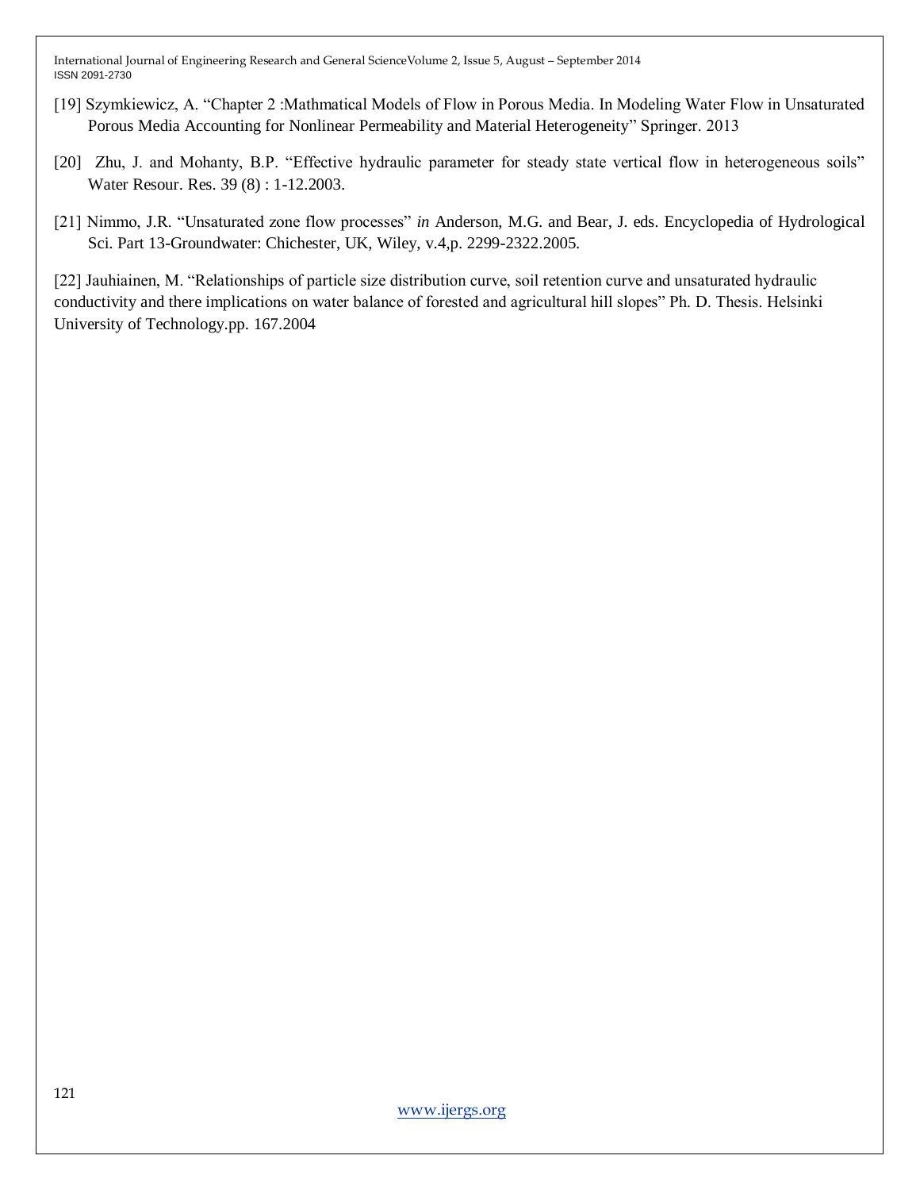[19] Szymkiewicz, A. "Chapter 2 :Mathmatical Models of Flow in Porous Media. In Modeling Water Flow in Unsaturated Porous Media Accounting for Nonlinear Permeability and Material Heterogeneity" Springer. 2013

[20] Zhu, J. and Mohanty, B.P. "Effective hydraulic parameter for steady state vertical flow in heterogeneous soils" Water Resour. Res. 39 (8) : 1-12.2003.

[21] Nimmo, J.R. "Unsaturated zone flow processes" *in* Anderson, M.G. and Bear, J. eds. Encyclopedia of Hydrological Sci. Part 13-Groundwater: Chichester, UK, Wiley, v.4,p. 2299-2322.2005.

[22] Jauhiainen, M. "Relationships of particle size distribution curve, soil retention curve and unsaturated hydraulic conductivity and there implications on water balance of forested and agricultural hill slopes" Ph. D. Thesis. Helsinki University of Technology.pp. 167.2004